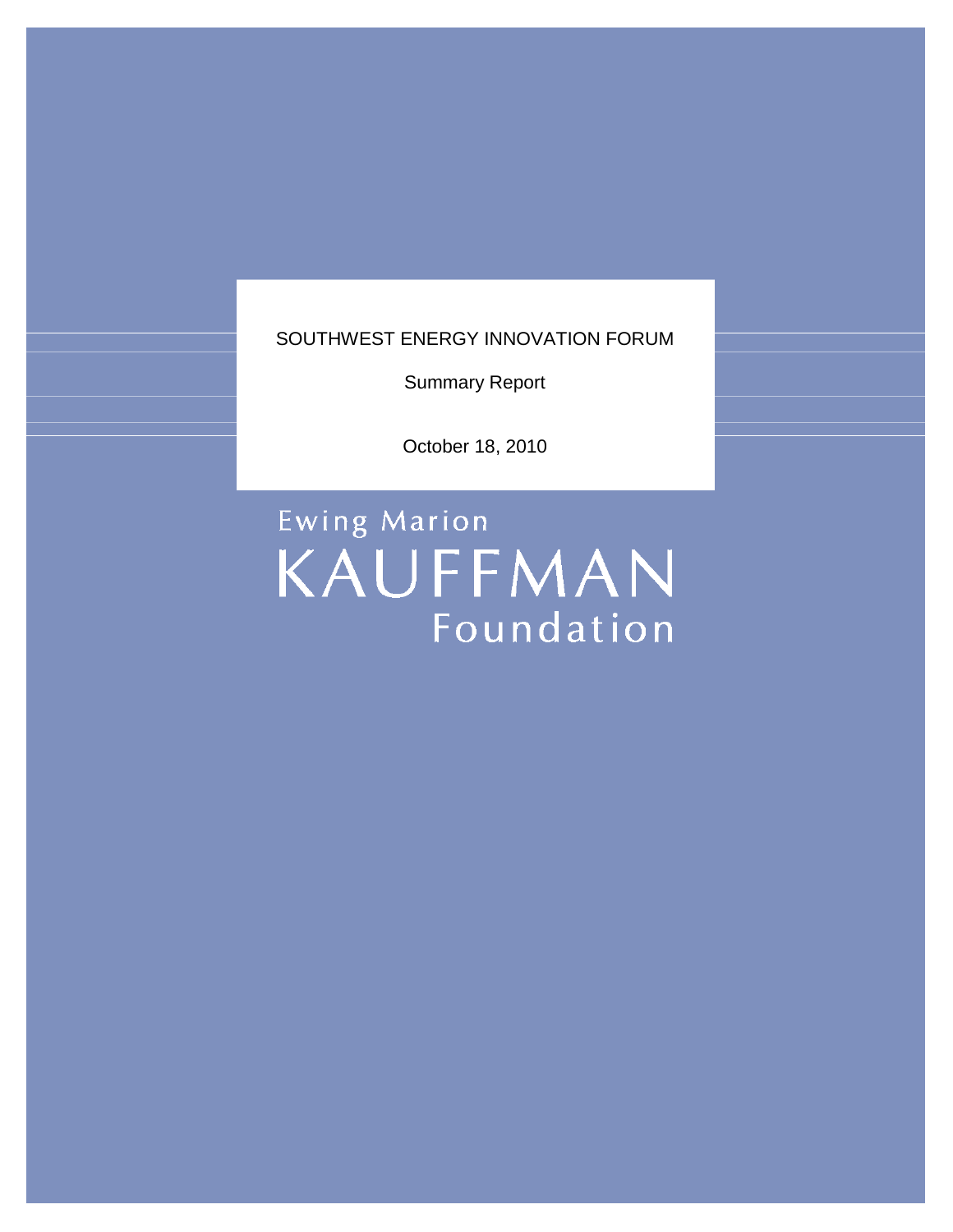# SOUTHWEST ENERGY INNOVATION FORUM

Summary Report

October 18, 2010

Ewing Marion KAUFFMAN Foundation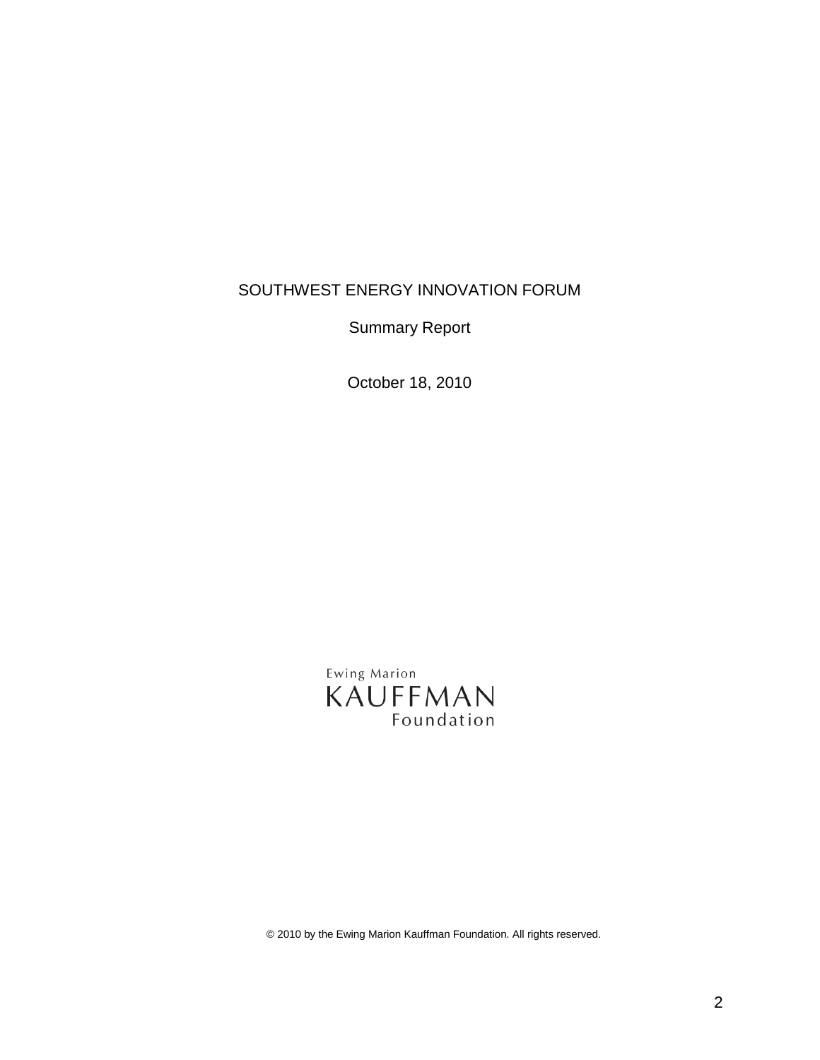# SOUTHWEST ENERGY INNOVATION FORUM

Summary Report

October 18, 2010

Ewing Marion
KAUFFMAN
Foundation

© 2010 by the Ewing Marion Kauffman Foundation. All rights reserved.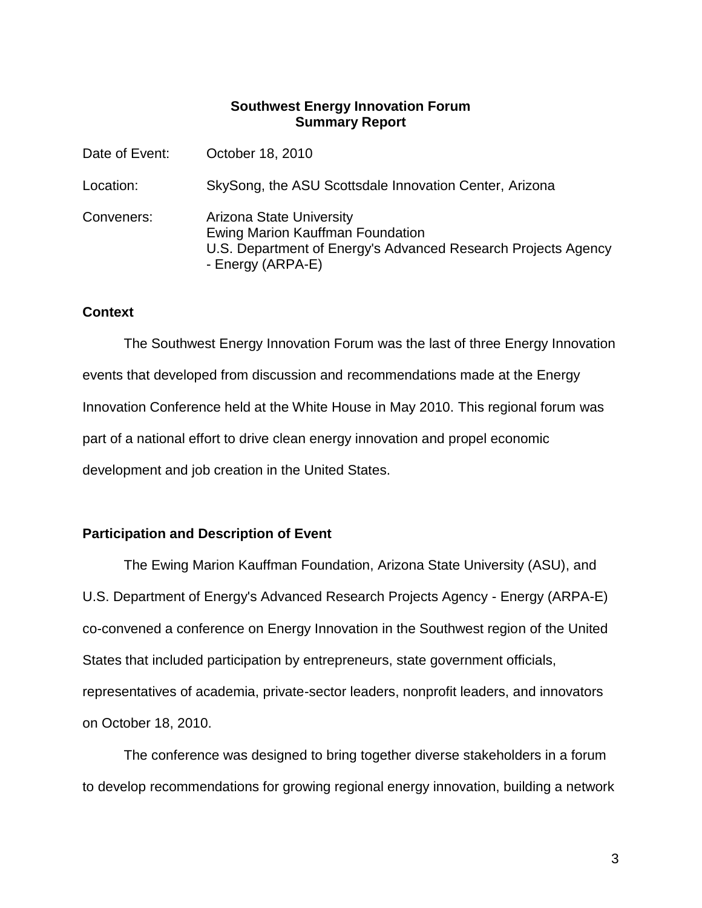**Southwest Energy Innovation Forum**
**Summary Report**

Date of Event: October 18, 2010

Location: SkySong, the ASU Scottsdale Innovation Center, Arizona

Conveners: Arizona State University
Ewing Marion Kauffman Foundation
U.S. Department of Energy's Advanced Research Projects Agency - Energy (ARPA-E)

## Context

The Southwest Energy Innovation Forum was the last of three Energy Innovation events that developed from discussion and recommendations made at the Energy Innovation Conference held at the White House in May 2010. This regional forum was part of a national effort to drive clean energy innovation and propel economic development and job creation in the United States.

## Participation and Description of Event

The Ewing Marion Kauffman Foundation, Arizona State University (ASU), and U.S. Department of Energy's Advanced Research Projects Agency - Energy (ARPA-E) co-convened a conference on Energy Innovation in the Southwest region of the United States that included participation by entrepreneurs, state government officials, representatives of academia, private-sector leaders, nonprofit leaders, and innovators on October 18, 2010.

The conference was designed to bring together diverse stakeholders in a forum to develop recommendations for growing regional energy innovation, building a network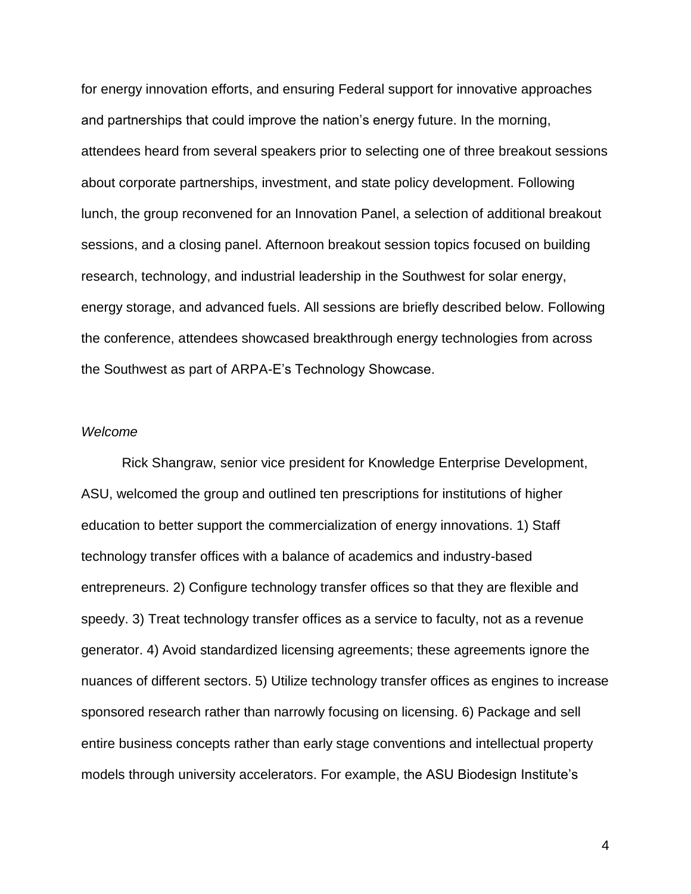for energy innovation efforts, and ensuring Federal support for innovative approaches and partnerships that could improve the nation's energy future. In the morning, attendees heard from several speakers prior to selecting one of three breakout sessions about corporate partnerships, investment, and state policy development. Following lunch, the group reconvened for an Innovation Panel, a selection of additional breakout sessions, and a closing panel. Afternoon breakout session topics focused on building research, technology, and industrial leadership in the Southwest for solar energy, energy storage, and advanced fuels. All sessions are briefly described below. Following the conference, attendees showcased breakthrough energy technologies from across the Southwest as part of ARPA-E's Technology Showcase.

*Welcome*

Rick Shangraw, senior vice president for Knowledge Enterprise Development, ASU, welcomed the group and outlined ten prescriptions for institutions of higher education to better support the commercialization of energy innovations. 1) Staff technology transfer offices with a balance of academics and industry-based entrepreneurs. 2) Configure technology transfer offices so that they are flexible and speedy. 3) Treat technology transfer offices as a service to faculty, not as a revenue generator. 4) Avoid standardized licensing agreements; these agreements ignore the nuances of different sectors. 5) Utilize technology transfer offices as engines to increase sponsored research rather than narrowly focusing on licensing. 6) Package and sell entire business concepts rather than early stage conventions and intellectual property models through university accelerators. For example, the ASU Biodesign Institute's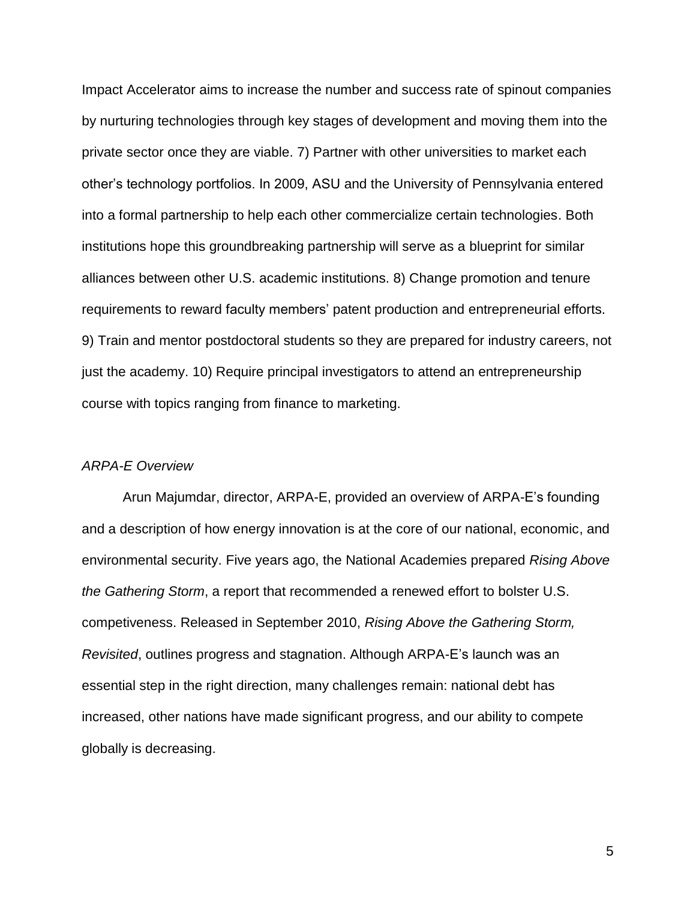Impact Accelerator aims to increase the number and success rate of spinout companies by nurturing technologies through key stages of development and moving them into the private sector once they are viable. 7) Partner with other universities to market each other's technology portfolios. In 2009, ASU and the University of Pennsylvania entered into a formal partnership to help each other commercialize certain technologies. Both institutions hope this groundbreaking partnership will serve as a blueprint for similar alliances between other U.S. academic institutions. 8) Change promotion and tenure requirements to reward faculty members' patent production and entrepreneurial efforts. 9) Train and mentor postdoctoral students so they are prepared for industry careers, not just the academy. 10) Require principal investigators to attend an entrepreneurship course with topics ranging from finance to marketing.

*ARPA-E Overview*

Arun Majumdar, director, ARPA-E, provided an overview of ARPA-E's founding and a description of how energy innovation is at the core of our national, economic, and environmental security. Five years ago, the National Academies prepared *Rising Above the Gathering Storm*, a report that recommended a renewed effort to bolster U.S. competiveness. Released in September 2010, *Rising Above the Gathering Storm, Revisited*, outlines progress and stagnation. Although ARPA-E's launch was an essential step in the right direction, many challenges remain: national debt has increased, other nations have made significant progress, and our ability to compete globally is decreasing.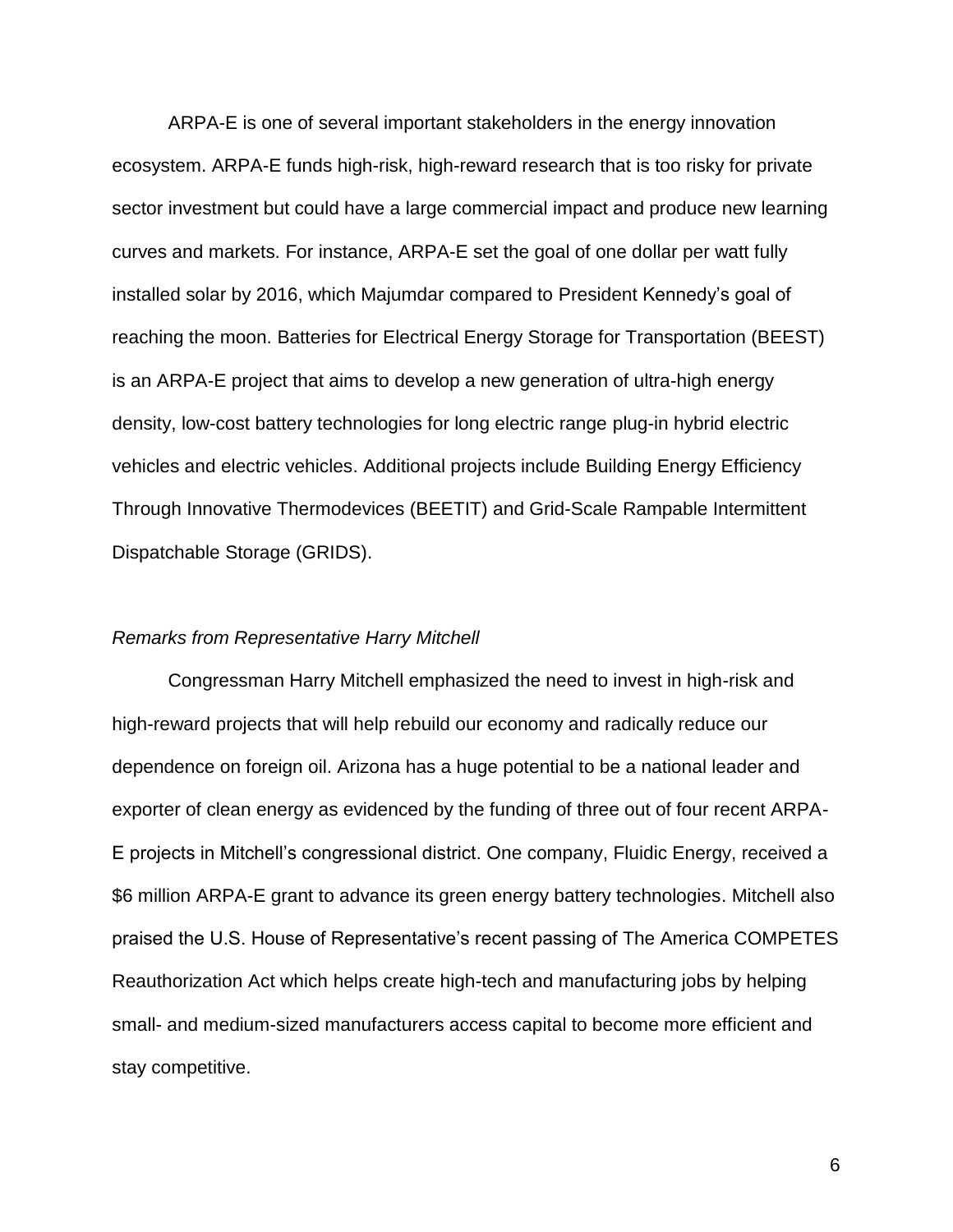ARPA-E is one of several important stakeholders in the energy innovation ecosystem. ARPA-E funds high-risk, high-reward research that is too risky for private sector investment but could have a large commercial impact and produce new learning curves and markets. For instance, ARPA-E set the goal of one dollar per watt fully installed solar by 2016, which Majumdar compared to President Kennedy's goal of reaching the moon. Batteries for Electrical Energy Storage for Transportation (BEEST) is an ARPA-E project that aims to develop a new generation of ultra-high energy density, low-cost battery technologies for long electric range plug-in hybrid electric vehicles and electric vehicles. Additional projects include Building Energy Efficiency Through Innovative Thermodevices (BEETIT) and Grid-Scale Rampable Intermittent Dispatchable Storage (GRIDS).

*Remarks from Representative Harry Mitchell*

Congressman Harry Mitchell emphasized the need to invest in high-risk and high-reward projects that will help rebuild our economy and radically reduce our dependence on foreign oil. Arizona has a huge potential to be a national leader and exporter of clean energy as evidenced by the funding of three out of four recent ARPA-E projects in Mitchell's congressional district. One company, Fluidic Energy, received a $6 million ARPA-E grant to advance its green energy battery technologies. Mitchell also praised the U.S. House of Representative's recent passing of The America COMPETES Reauthorization Act which helps create high-tech and manufacturing jobs by helping small- and medium-sized manufacturers access capital to become more efficient and stay competitive.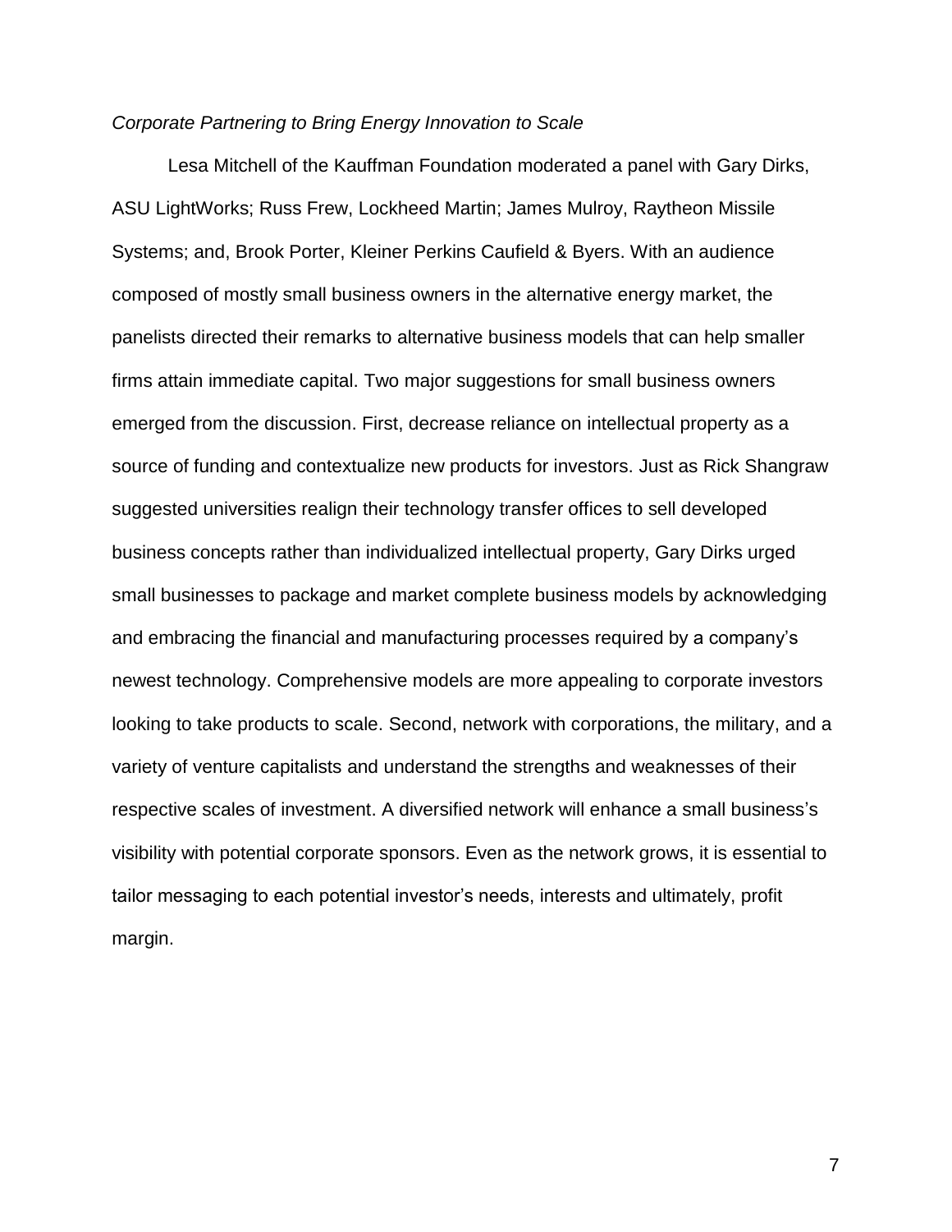*Corporate Partnering to Bring Energy Innovation to Scale*

Lesa Mitchell of the Kauffman Foundation moderated a panel with Gary Dirks, ASU LightWorks; Russ Frew, Lockheed Martin; James Mulroy, Raytheon Missile Systems; and, Brook Porter, Kleiner Perkins Caufield & Byers. With an audience composed of mostly small business owners in the alternative energy market, the panelists directed their remarks to alternative business models that can help smaller firms attain immediate capital. Two major suggestions for small business owners emerged from the discussion. First, decrease reliance on intellectual property as a source of funding and contextualize new products for investors. Just as Rick Shangraw suggested universities realign their technology transfer offices to sell developed business concepts rather than individualized intellectual property, Gary Dirks urged small businesses to package and market complete business models by acknowledging and embracing the financial and manufacturing processes required by a company's newest technology. Comprehensive models are more appealing to corporate investors looking to take products to scale. Second, network with corporations, the military, and a variety of venture capitalists and understand the strengths and weaknesses of their respective scales of investment. A diversified network will enhance a small business's visibility with potential corporate sponsors. Even as the network grows, it is essential to tailor messaging to each potential investor's needs, interests and ultimately, profit margin.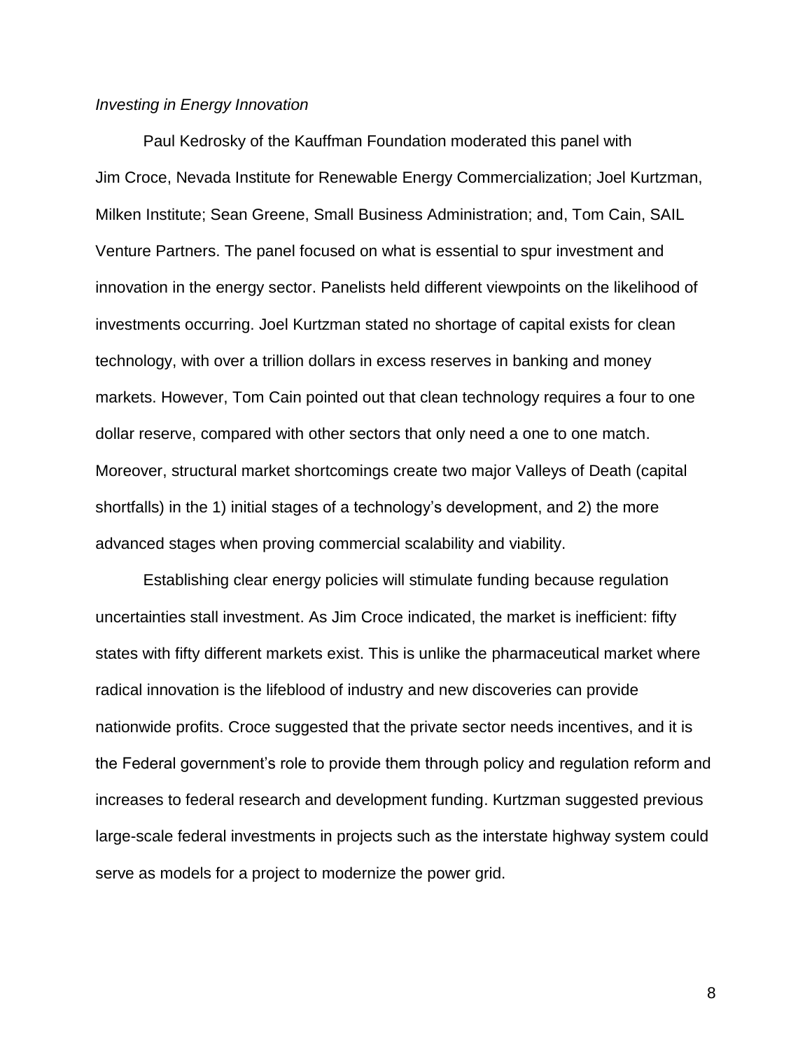*Investing in Energy Innovation*

Paul Kedrosky of the Kauffman Foundation moderated this panel with Jim Croce, Nevada Institute for Renewable Energy Commercialization; Joel Kurtzman, Milken Institute; Sean Greene, Small Business Administration; and, Tom Cain, SAIL Venture Partners. The panel focused on what is essential to spur investment and innovation in the energy sector. Panelists held different viewpoints on the likelihood of investments occurring. Joel Kurtzman stated no shortage of capital exists for clean technology, with over a trillion dollars in excess reserves in banking and money markets. However, Tom Cain pointed out that clean technology requires a four to one dollar reserve, compared with other sectors that only need a one to one match. Moreover, structural market shortcomings create two major Valleys of Death (capital shortfalls) in the 1) initial stages of a technology's development, and 2) the more advanced stages when proving commercial scalability and viability.

Establishing clear energy policies will stimulate funding because regulation uncertainties stall investment. As Jim Croce indicated, the market is inefficient: fifty states with fifty different markets exist. This is unlike the pharmaceutical market where radical innovation is the lifeblood of industry and new discoveries can provide nationwide profits. Croce suggested that the private sector needs incentives, and it is the Federal government's role to provide them through policy and regulation reform and increases to federal research and development funding. Kurtzman suggested previous large-scale federal investments in projects such as the interstate highway system could serve as models for a project to modernize the power grid.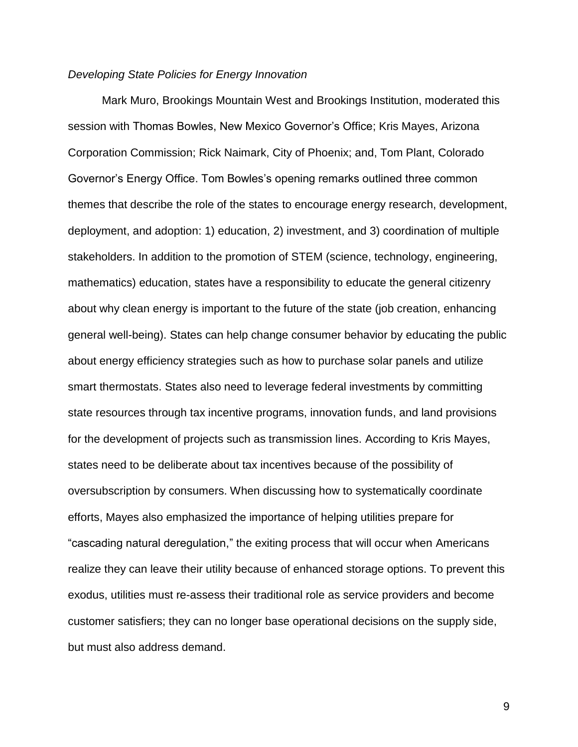*Developing State Policies for Energy Innovation*

Mark Muro, Brookings Mountain West and Brookings Institution, moderated this session with Thomas Bowles, New Mexico Governor's Office; Kris Mayes, Arizona Corporation Commission; Rick Naimark, City of Phoenix; and, Tom Plant, Colorado Governor's Energy Office. Tom Bowles's opening remarks outlined three common themes that describe the role of the states to encourage energy research, development, deployment, and adoption: 1) education, 2) investment, and 3) coordination of multiple stakeholders. In addition to the promotion of STEM (science, technology, engineering, mathematics) education, states have a responsibility to educate the general citizenry about why clean energy is important to the future of the state (job creation, enhancing general well-being). States can help change consumer behavior by educating the public about energy efficiency strategies such as how to purchase solar panels and utilize smart thermostats. States also need to leverage federal investments by committing state resources through tax incentive programs, innovation funds, and land provisions for the development of projects such as transmission lines. According to Kris Mayes, states need to be deliberate about tax incentives because of the possibility of oversubscription by consumers. When discussing how to systematically coordinate efforts, Mayes also emphasized the importance of helping utilities prepare for "cascading natural deregulation," the exiting process that will occur when Americans realize they can leave their utility because of enhanced storage options. To prevent this exodus, utilities must re-assess their traditional role as service providers and become customer satisfiers; they can no longer base operational decisions on the supply side, but must also address demand.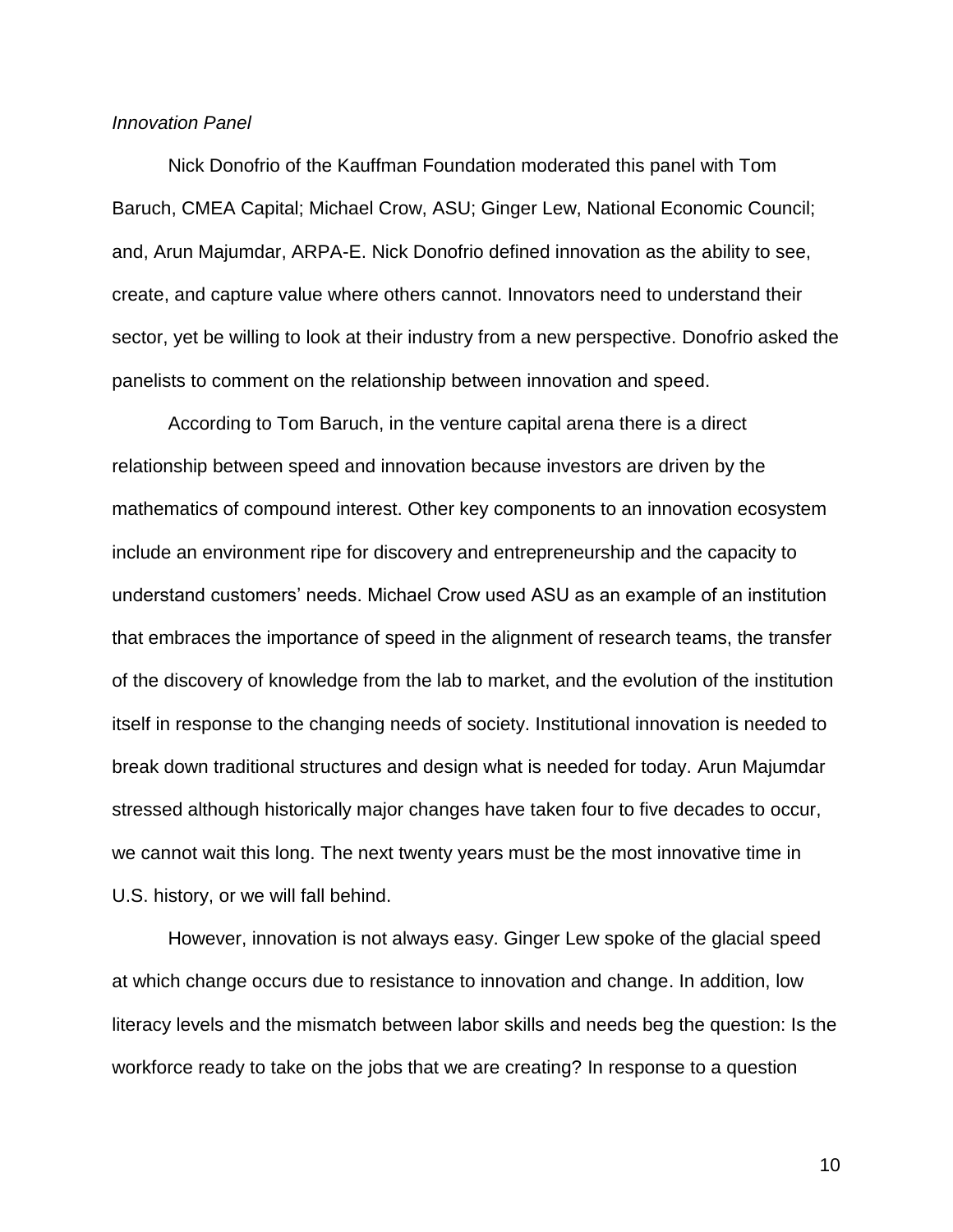*Innovation Panel*

Nick Donofrio of the Kauffman Foundation moderated this panel with Tom Baruch, CMEA Capital; Michael Crow, ASU; Ginger Lew, National Economic Council; and, Arun Majumdar, ARPA-E. Nick Donofrio defined innovation as the ability to see, create, and capture value where others cannot. Innovators need to understand their sector, yet be willing to look at their industry from a new perspective. Donofrio asked the panelists to comment on the relationship between innovation and speed.

According to Tom Baruch, in the venture capital arena there is a direct relationship between speed and innovation because investors are driven by the mathematics of compound interest. Other key components to an innovation ecosystem include an environment ripe for discovery and entrepreneurship and the capacity to understand customers' needs. Michael Crow used ASU as an example of an institution that embraces the importance of speed in the alignment of research teams, the transfer of the discovery of knowledge from the lab to market, and the evolution of the institution itself in response to the changing needs of society. Institutional innovation is needed to break down traditional structures and design what is needed for today. Arun Majumdar stressed although historically major changes have taken four to five decades to occur, we cannot wait this long. The next twenty years must be the most innovative time in U.S. history, or we will fall behind.

However, innovation is not always easy. Ginger Lew spoke of the glacial speed at which change occurs due to resistance to innovation and change. In addition, low literacy levels and the mismatch between labor skills and needs beg the question: Is the workforce ready to take on the jobs that we are creating? In response to a question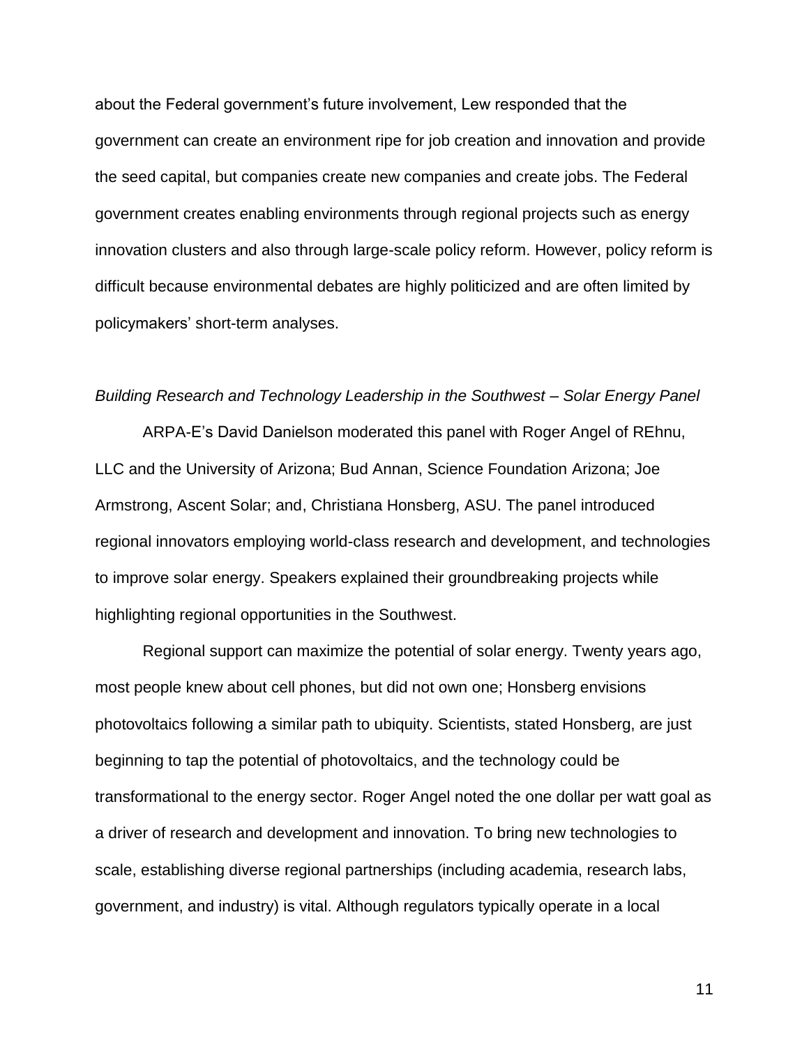about the Federal government's future involvement, Lew responded that the government can create an environment ripe for job creation and innovation and provide the seed capital, but companies create new companies and create jobs. The Federal government creates enabling environments through regional projects such as energy innovation clusters and also through large-scale policy reform. However, policy reform is difficult because environmental debates are highly politicized and are often limited by policymakers' short-term analyses.

*Building Research and Technology Leadership in the Southwest – Solar Energy Panel*

ARPA-E's David Danielson moderated this panel with Roger Angel of REhnu, LLC and the University of Arizona; Bud Annan, Science Foundation Arizona; Joe Armstrong, Ascent Solar; and, Christiana Honsberg, ASU. The panel introduced regional innovators employing world-class research and development, and technologies to improve solar energy. Speakers explained their groundbreaking projects while highlighting regional opportunities in the Southwest.

Regional support can maximize the potential of solar energy. Twenty years ago, most people knew about cell phones, but did not own one; Honsberg envisions photovoltaics following a similar path to ubiquity. Scientists, stated Honsberg, are just beginning to tap the potential of photovoltaics, and the technology could be transformational to the energy sector. Roger Angel noted the one dollar per watt goal as a driver of research and development and innovation. To bring new technologies to scale, establishing diverse regional partnerships (including academia, research labs, government, and industry) is vital. Although regulators typically operate in a local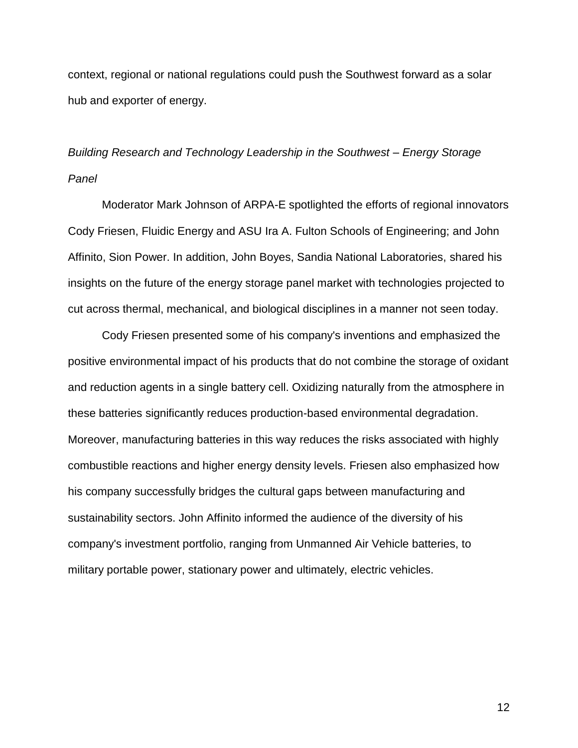context, regional or national regulations could push the Southwest forward as a solar hub and exporter of energy.

*Building Research and Technology Leadership in the Southwest – Energy Storage Panel*

Moderator Mark Johnson of ARPA-E spotlighted the efforts of regional innovators Cody Friesen, Fluidic Energy and ASU Ira A. Fulton Schools of Engineering; and John Affinito, Sion Power. In addition, John Boyes, Sandia National Laboratories, shared his insights on the future of the energy storage panel market with technologies projected to cut across thermal, mechanical, and biological disciplines in a manner not seen today.

Cody Friesen presented some of his company's inventions and emphasized the positive environmental impact of his products that do not combine the storage of oxidant and reduction agents in a single battery cell. Oxidizing naturally from the atmosphere in these batteries significantly reduces production-based environmental degradation. Moreover, manufacturing batteries in this way reduces the risks associated with highly combustible reactions and higher energy density levels. Friesen also emphasized how his company successfully bridges the cultural gaps between manufacturing and sustainability sectors. John Affinito informed the audience of the diversity of his company's investment portfolio, ranging from Unmanned Air Vehicle batteries, to military portable power, stationary power and ultimately, electric vehicles.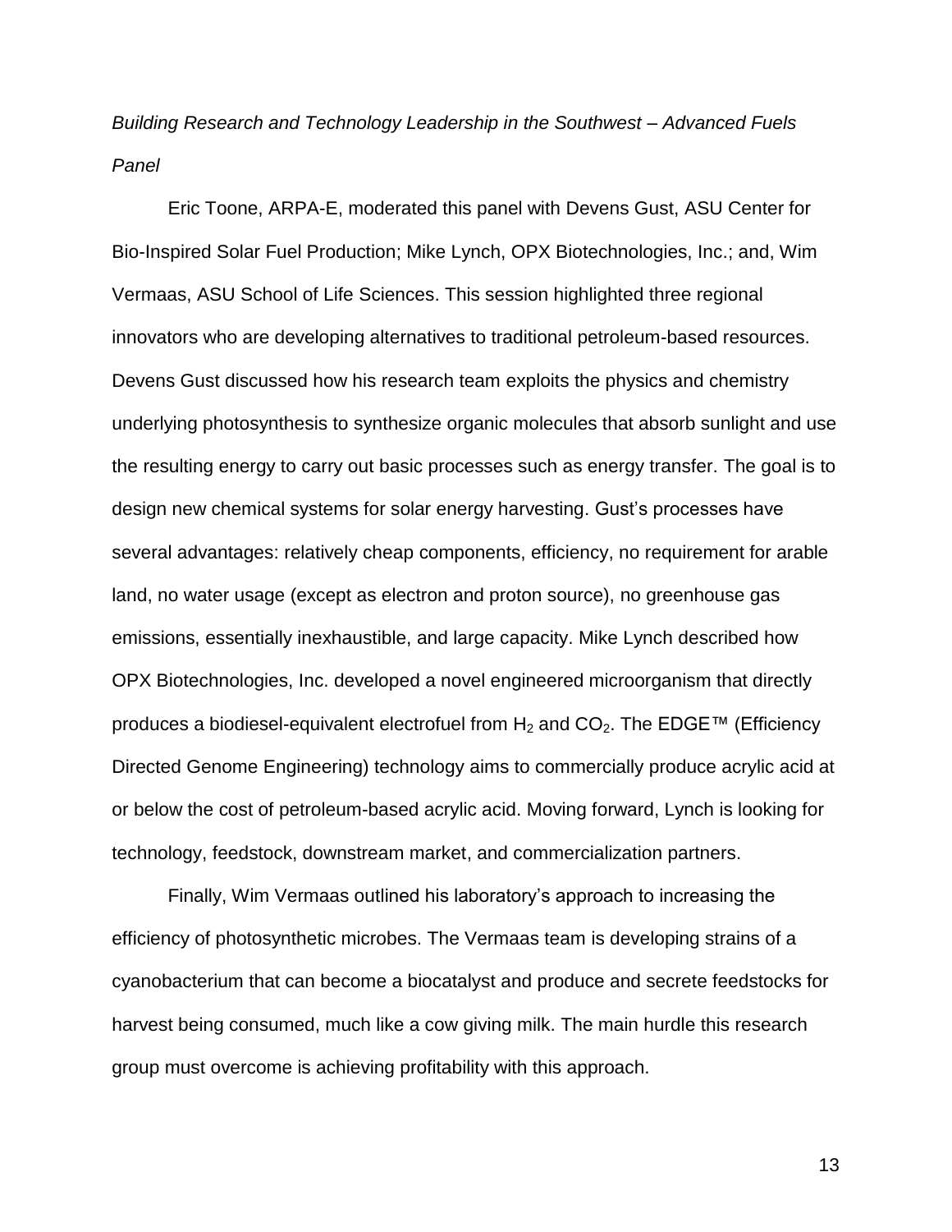*Building Research and Technology Leadership in the Southwest – Advanced Fuels Panel*

Eric Toone, ARPA-E, moderated this panel with Devens Gust, ASU Center for Bio-Inspired Solar Fuel Production; Mike Lynch, OPX Biotechnologies, Inc.; and, Wim Vermaas, ASU School of Life Sciences. This session highlighted three regional innovators who are developing alternatives to traditional petroleum-based resources. Devens Gust discussed how his research team exploits the physics and chemistry underlying photosynthesis to synthesize organic molecules that absorb sunlight and use the resulting energy to carry out basic processes such as energy transfer. The goal is to design new chemical systems for solar energy harvesting. Gust's processes have several advantages: relatively cheap components, efficiency, no requirement for arable land, no water usage (except as electron and proton source), no greenhouse gas emissions, essentially inexhaustible, and large capacity. Mike Lynch described how OPX Biotechnologies, Inc. developed a novel engineered microorganism that directly produces a biodiesel-equivalent electrofuel from $H_2$ and $CO_2$. The EDGE™ (Efficiency Directed Genome Engineering) technology aims to commercially produce acrylic acid at or below the cost of petroleum-based acrylic acid. Moving forward, Lynch is looking for technology, feedstock, downstream market, and commercialization partners.

Finally, Wim Vermaas outlined his laboratory's approach to increasing the efficiency of photosynthetic microbes. The Vermaas team is developing strains of a cyanobacterium that can become a biocatalyst and produce and secrete feedstocks for harvest being consumed, much like a cow giving milk. The main hurdle this research group must overcome is achieving profitability with this approach.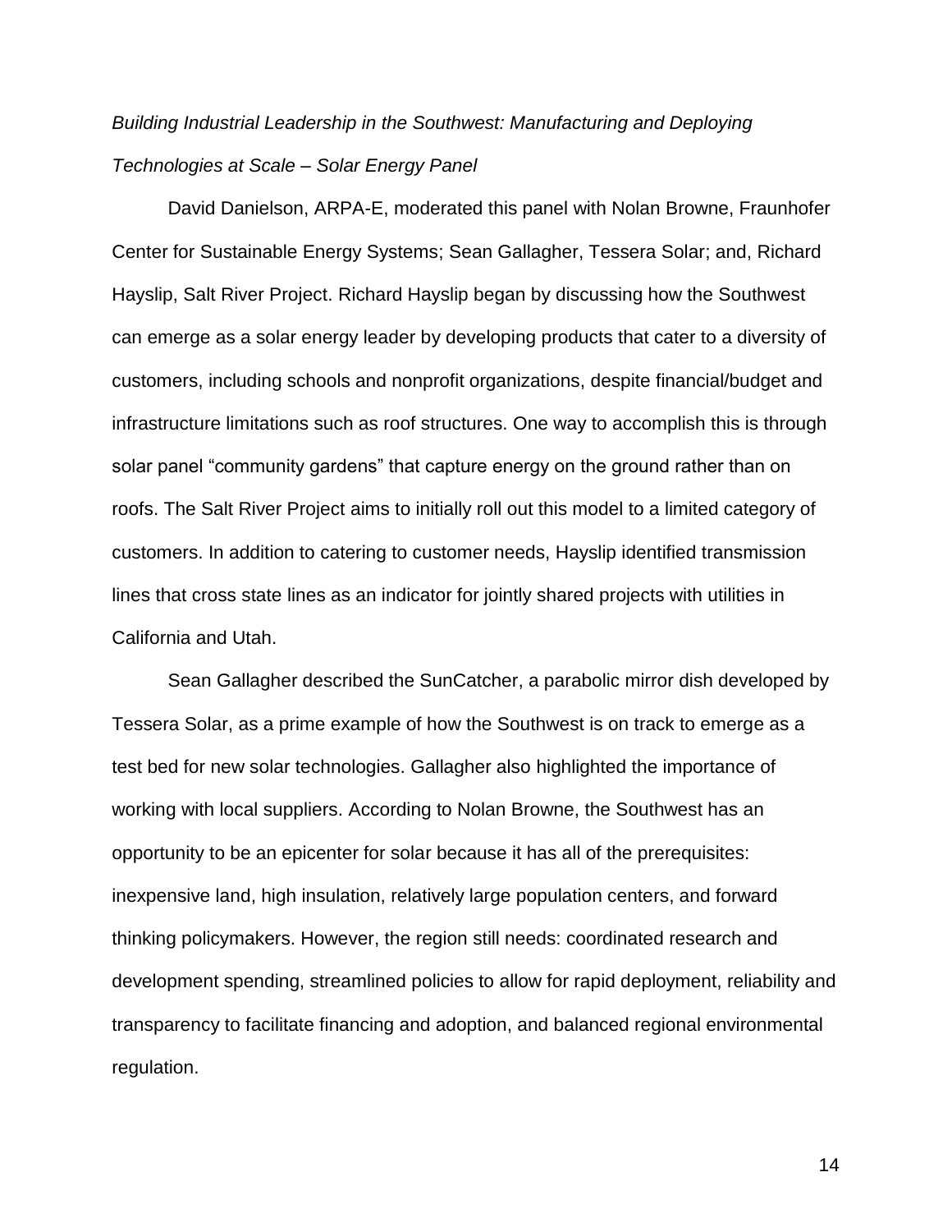*Building Industrial Leadership in the Southwest: Manufacturing and Deploying Technologies at Scale – Solar Energy Panel*

David Danielson, ARPA-E, moderated this panel with Nolan Browne, Fraunhofer Center for Sustainable Energy Systems; Sean Gallagher, Tessera Solar; and, Richard Hayslip, Salt River Project. Richard Hayslip began by discussing how the Southwest can emerge as a solar energy leader by developing products that cater to a diversity of customers, including schools and nonprofit organizations, despite financial/budget and infrastructure limitations such as roof structures. One way to accomplish this is through solar panel "community gardens" that capture energy on the ground rather than on roofs. The Salt River Project aims to initially roll out this model to a limited category of customers. In addition to catering to customer needs, Hayslip identified transmission lines that cross state lines as an indicator for jointly shared projects with utilities in California and Utah.

Sean Gallagher described the SunCatcher, a parabolic mirror dish developed by Tessera Solar, as a prime example of how the Southwest is on track to emerge as a test bed for new solar technologies. Gallagher also highlighted the importance of working with local suppliers. According to Nolan Browne, the Southwest has an opportunity to be an epicenter for solar because it has all of the prerequisites: inexpensive land, high insulation, relatively large population centers, and forward thinking policymakers. However, the region still needs: coordinated research and development spending, streamlined policies to allow for rapid deployment, reliability and transparency to facilitate financing and adoption, and balanced regional environmental regulation.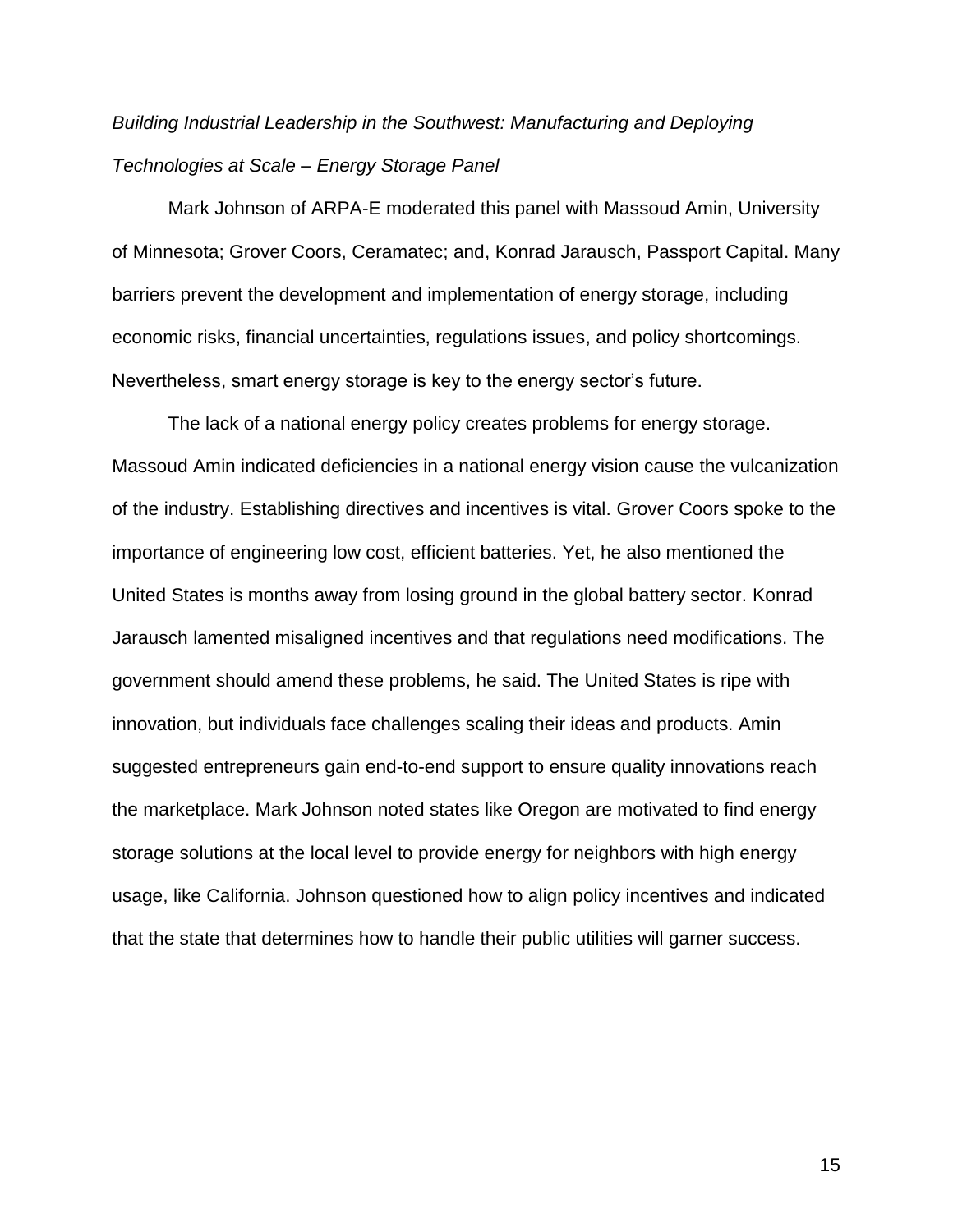*Building Industrial Leadership in the Southwest: Manufacturing and Deploying Technologies at Scale – Energy Storage Panel*

Mark Johnson of ARPA-E moderated this panel with Massoud Amin, University of Minnesota; Grover Coors, Ceramatec; and, Konrad Jarausch, Passport Capital. Many barriers prevent the development and implementation of energy storage, including economic risks, financial uncertainties, regulations issues, and policy shortcomings. Nevertheless, smart energy storage is key to the energy sector's future.

The lack of a national energy policy creates problems for energy storage. Massoud Amin indicated deficiencies in a national energy vision cause the vulcanization of the industry. Establishing directives and incentives is vital. Grover Coors spoke to the importance of engineering low cost, efficient batteries. Yet, he also mentioned the United States is months away from losing ground in the global battery sector. Konrad Jarausch lamented misaligned incentives and that regulations need modifications. The government should amend these problems, he said. The United States is ripe with innovation, but individuals face challenges scaling their ideas and products. Amin suggested entrepreneurs gain end-to-end support to ensure quality innovations reach the marketplace. Mark Johnson noted states like Oregon are motivated to find energy storage solutions at the local level to provide energy for neighbors with high energy usage, like California. Johnson questioned how to align policy incentives and indicated that the state that determines how to handle their public utilities will garner success.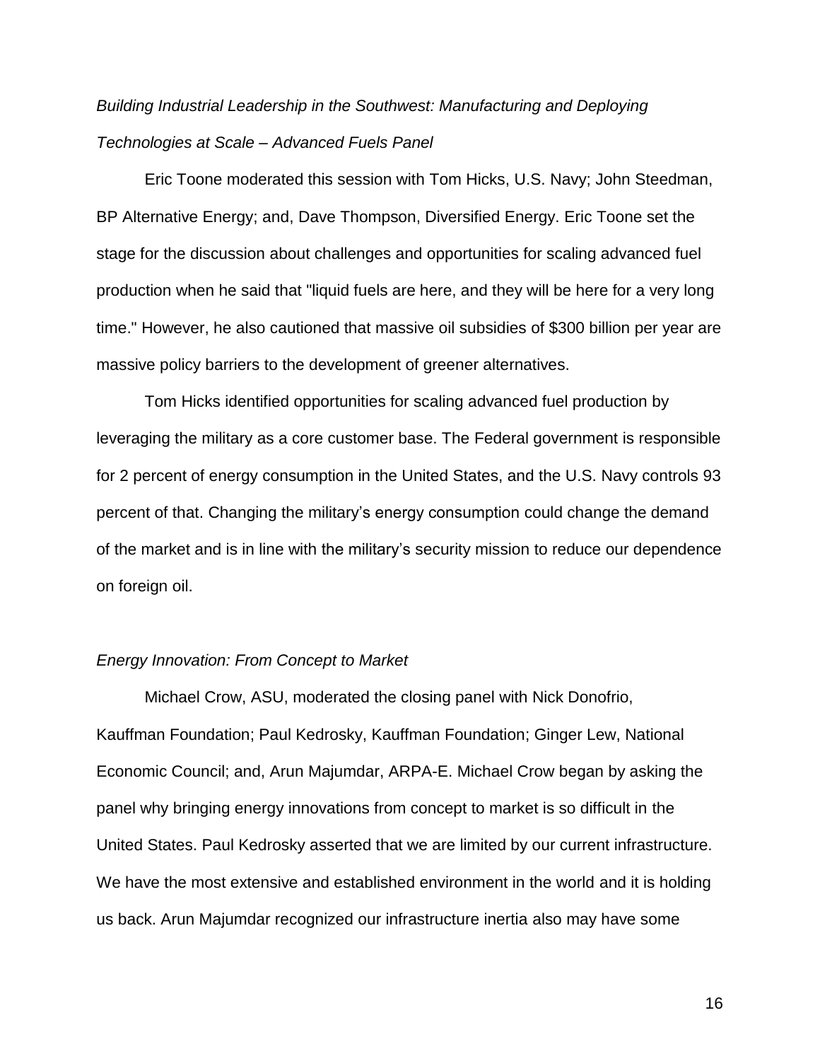*Building Industrial Leadership in the Southwest: Manufacturing and Deploying Technologies at Scale – Advanced Fuels Panel*

Eric Toone moderated this session with Tom Hicks, U.S. Navy; John Steedman, BP Alternative Energy; and, Dave Thompson, Diversified Energy. Eric Toone set the stage for the discussion about challenges and opportunities for scaling advanced fuel production when he said that "liquid fuels are here, and they will be here for a very long time." However, he also cautioned that massive oil subsidies of $300 billion per year are massive policy barriers to the development of greener alternatives.

Tom Hicks identified opportunities for scaling advanced fuel production by leveraging the military as a core customer base. The Federal government is responsible for 2 percent of energy consumption in the United States, and the U.S. Navy controls 93 percent of that. Changing the military's energy consumption could change the demand of the market and is in line with the military's security mission to reduce our dependence on foreign oil.

*Energy Innovation: From Concept to Market*

Michael Crow, ASU, moderated the closing panel with Nick Donofrio, Kauffman Foundation; Paul Kedrosky, Kauffman Foundation; Ginger Lew, National Economic Council; and, Arun Majumdar, ARPA-E. Michael Crow began by asking the panel why bringing energy innovations from concept to market is so difficult in the United States. Paul Kedrosky asserted that we are limited by our current infrastructure. We have the most extensive and established environment in the world and it is holding us back. Arun Majumdar recognized our infrastructure inertia also may have some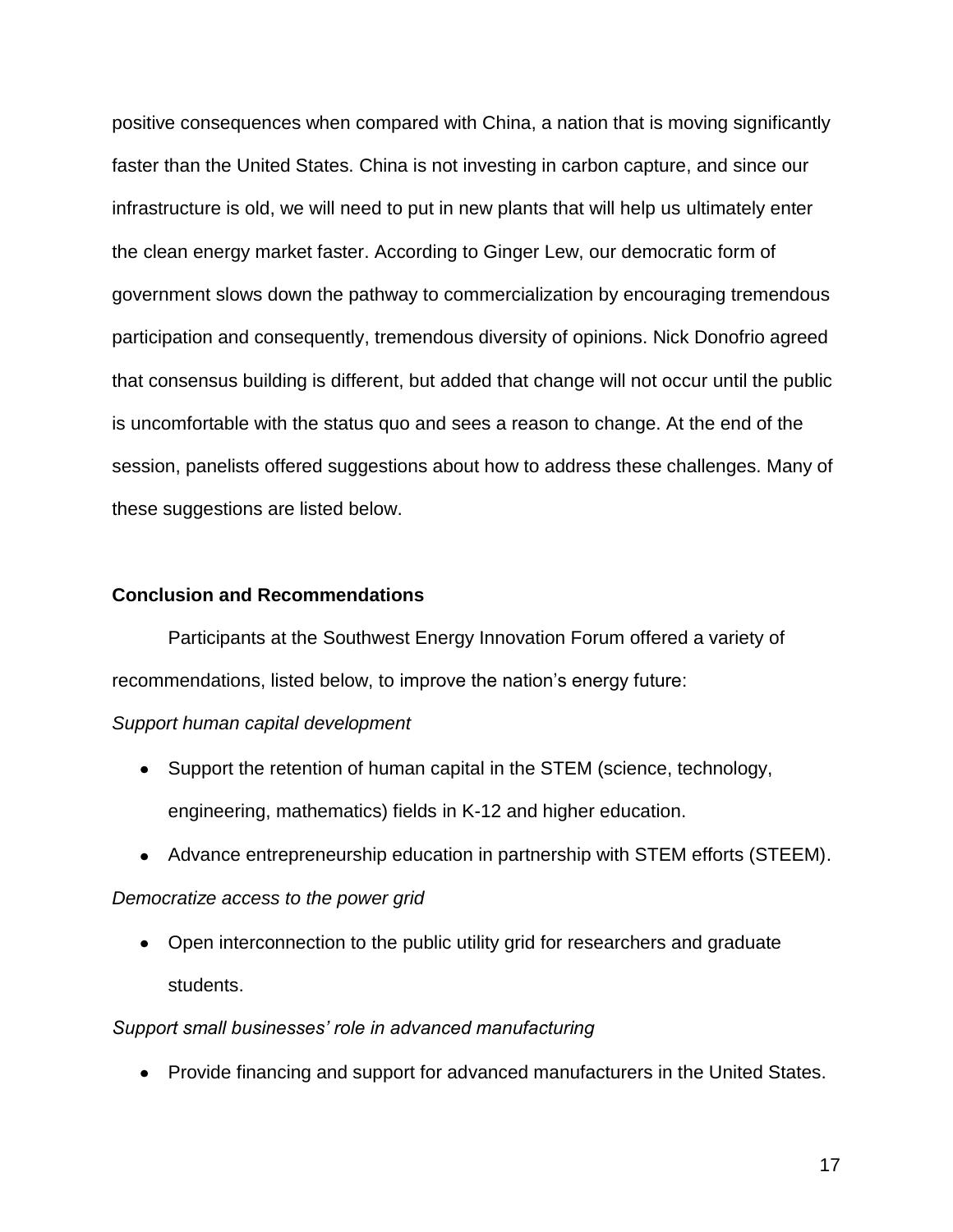positive consequences when compared with China, a nation that is moving significantly faster than the United States. China is not investing in carbon capture, and since our infrastructure is old, we will need to put in new plants that will help us ultimately enter the clean energy market faster. According to Ginger Lew, our democratic form of government slows down the pathway to commercialization by encouraging tremendous participation and consequently, tremendous diversity of opinions. Nick Donofrio agreed that consensus building is different, but added that change will not occur until the public is uncomfortable with the status quo and sees a reason to change. At the end of the session, panelists offered suggestions about how to address these challenges. Many of these suggestions are listed below.

**Conclusion and Recommendations**

Participants at the Southwest Energy Innovation Forum offered a variety of recommendations, listed below, to improve the nation's energy future:

*Support human capital development*

- Support the retention of human capital in the STEM (science, technology, engineering, mathematics) fields in K-12 and higher education.
- Advance entrepreneurship education in partnership with STEM efforts (STEEM).

*Democratize access to the power grid*

- Open interconnection to the public utility grid for researchers and graduate students.

*Support small businesses' role in advanced manufacturing*

- Provide financing and support for advanced manufacturers in the United States.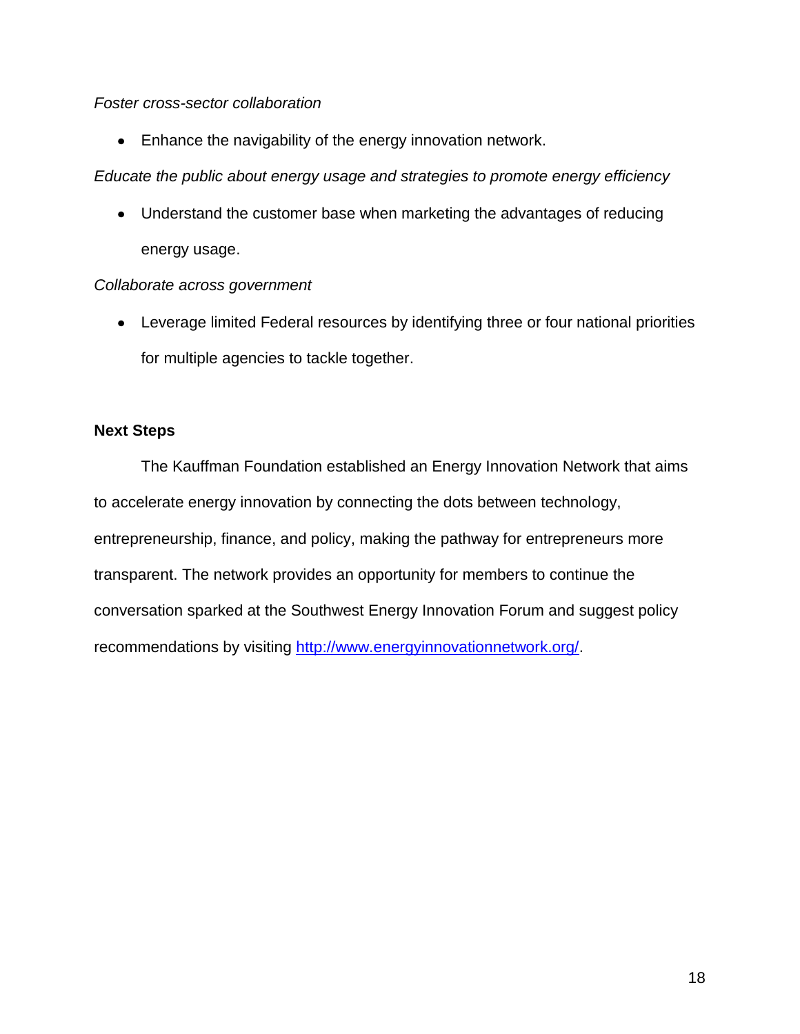*Foster cross-sector collaboration*

- Enhance the navigability of the energy innovation network.

*Educate the public about energy usage and strategies to promote energy efficiency*

- Understand the customer base when marketing the advantages of reducing energy usage.

*Collaborate across government*

- Leverage limited Federal resources by identifying three or four national priorities for multiple agencies to tackle together.

**Next Steps**

The Kauffman Foundation established an Energy Innovation Network that aims to accelerate energy innovation by connecting the dots between technology, entrepreneurship, finance, and policy, making the pathway for entrepreneurs more transparent. The network provides an opportunity for members to continue the conversation sparked at the Southwest Energy Innovation Forum and suggest policy recommendations by visiting [http://www.energyinnovationnetwork.org/](http://www.energyinnovationnetwork.org/).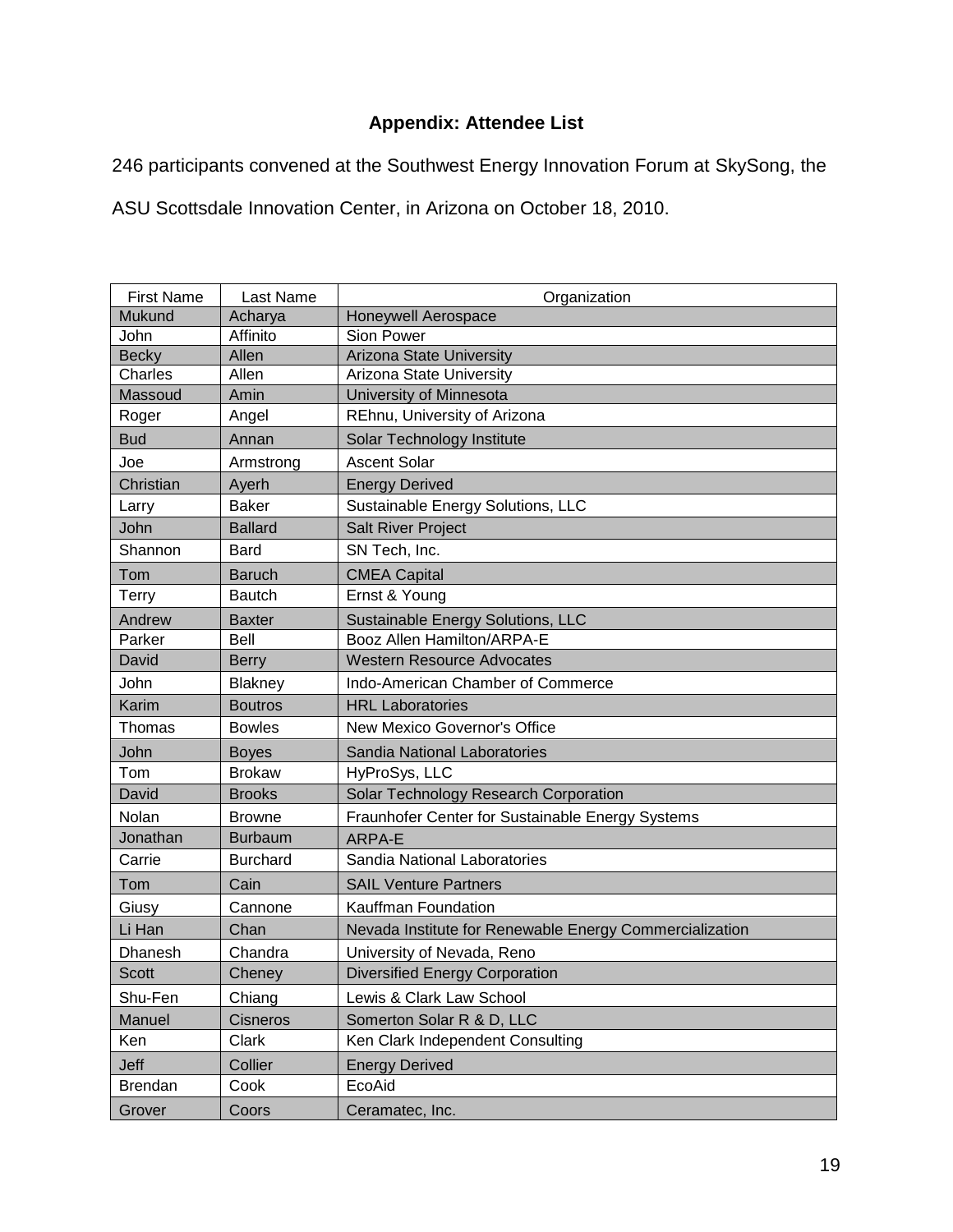## Appendix: Attendee List

246 participants convened at the Southwest Energy Innovation Forum at SkySong, the ASU Scottsdale Innovation Center, in Arizona on October 18, 2010.

| First Name | Last Name | Organization |
|---|---|---|
| Mukund | Acharya | Honeywell Aerospace |
| John | Affinito | Sion Power |
| Becky | Allen | Arizona State University |
| Charles | Allen | Arizona State University |
| Massoud | Amin | University of Minnesota |
| Roger | Angel | REhnu, University of Arizona |
| Bud | Annan | Solar Technology Institute |
| Joe | Armstrong | Ascent Solar |
| Christian | Ayerh | Energy Derived |
| Larry | Baker | Sustainable Energy Solutions, LLC |
| John | Ballard | Salt River Project |
| Shannon | Bard | SN Tech, Inc. |
| Tom | Baruch | CMEA Capital |
| Terry | Bautch | Ernst & Young |
| Andrew | Baxter | Sustainable Energy Solutions, LLC |
| Parker | Bell | Booz Allen Hamilton/ARPA-E |
| David | Berry | Western Resource Advocates |
| John | Blakney | Indo-American Chamber of Commerce |
| Karim | Boutros | HRL Laboratories |
| Thomas | Bowles | New Mexico Governor's Office |
| John | Boyes | Sandia National Laboratories |
| Tom | Brokaw | HyProSys, LLC |
| David | Brooks | Solar Technology Research Corporation |
| Nolan | Browne | Fraunhofer Center for Sustainable Energy Systems |
| Jonathan | Burbaum | ARPA-E |
| Carrie | Burchard | Sandia National Laboratories |
| Tom | Cain | SAIL Venture Partners |
| Giusy | Cannone | Kauffman Foundation |
| Li Han | Chan | Nevada Institute for Renewable Energy Commercialization |
| Dhanesh | Chandra | University of Nevada, Reno |
| Scott | Cheney | Diversified Energy Corporation |
| Shu-Fen | Chiang | Lewis & Clark Law School |
| Manuel | Cisneros | Somerton Solar R & D, LLC |
| Ken | Clark | Ken Clark Independent Consulting |
| Jeff | Collier | Energy Derived |
| Brendan | Cook | EcoAid |
| Grover | Coors | Ceramatec, Inc. |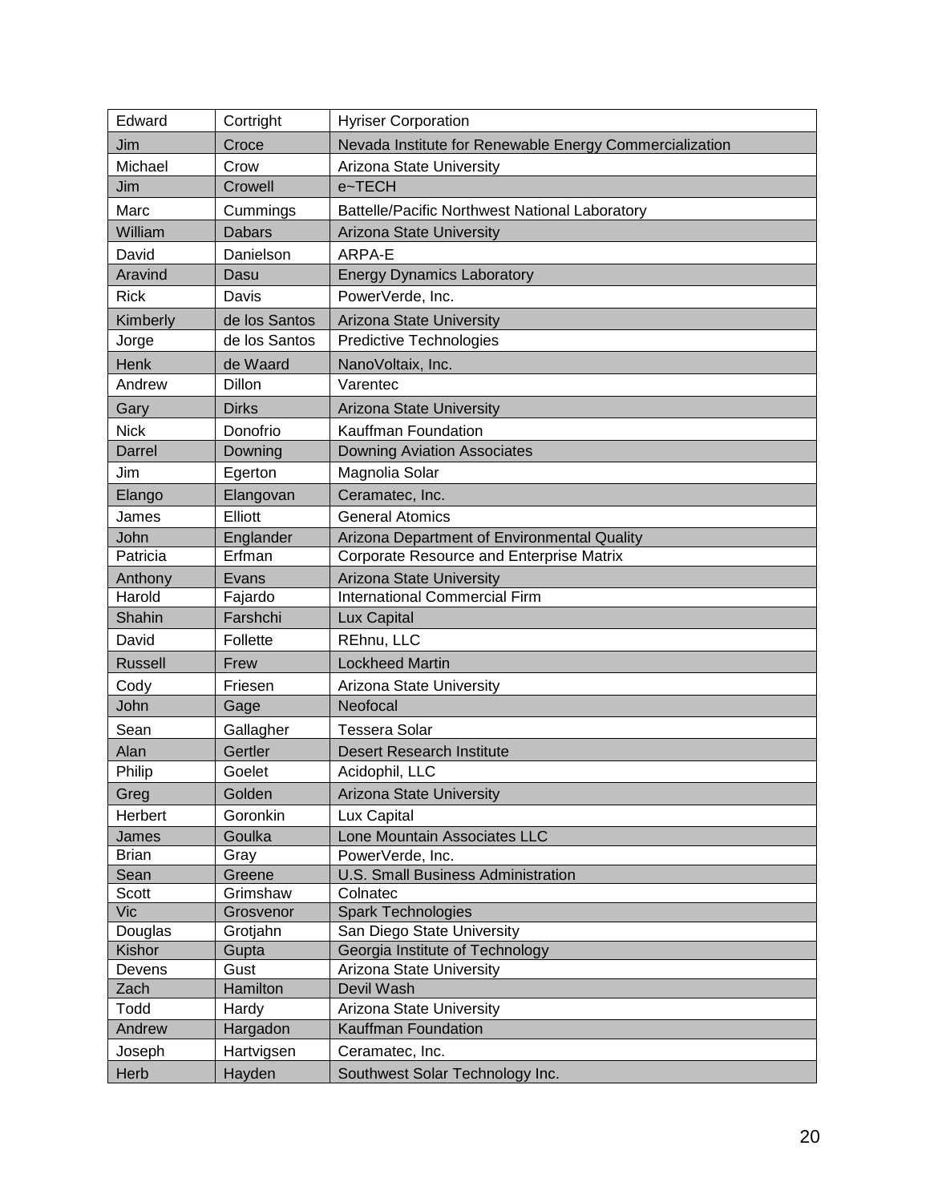| Edward | Cortright | Hyriser Corporation |
|---|---|---|
| Jim | Croce | Nevada Institute for Renewable Energy Commercialization |
| Michael | Crow | Arizona State University |
| Jim | Crowell | e~TECH |
| Marc | Cummings | Battelle/Pacific Northwest National Laboratory |
| William | Dabars | Arizona State University |
| David | Danielson | ARPA-E |
| Aravind | Dasu | Energy Dynamics Laboratory |
| Rick | Davis | PowerVerde, Inc. |
| Kimberly | de los Santos | Arizona State University |
| Jorge | de los Santos | Predictive Technologies |
| Henk | de Waard | NanoVoltaix, Inc. |
| Andrew | Dillon | Varentec |
| Gary | Dirks | Arizona State University |
| Nick | Donofrio | Kauffman Foundation |
| Darrel | Downing | Downing Aviation Associates |
| Jim | Egerton | Magnolia Solar |
| Elango | Elangovan | Ceramatec, Inc. |
| James | Elliott | General Atomics |
| John | Englander | Arizona Department of Environmental Quality |
| Patricia | Erfman | Corporate Resource and Enterprise Matrix |
| Anthony | Evans | Arizona State University |
| Harold | Fajardo | International Commercial Firm |
| Shahin | Farshchi | Lux Capital |
| David | Follette | REhnu, LLC |
| Russell | Frew | Lockheed Martin |
| Cody | Friesen | Arizona State University |
| John | Gage | Neofocal |
| Sean | Gallagher | Tessera Solar |
| Alan | Gertler | Desert Research Institute |
| Philip | Goelet | Acidophil, LLC |
| Greg | Golden | Arizona State University |
| Herbert | Goronkin | Lux Capital |
| James | Goulka | Lone Mountain Associates LLC |
| Brian | Gray | PowerVerde, Inc. |
| Sean | Greene | U.S. Small Business Administration |
| Scott | Grimshaw | Colnatec |
| Vic | Grosvenor | Spark Technologies |
| Douglas | Grotjahn | San Diego State University |
| Kishor | Gupta | Georgia Institute of Technology |
| Devens | Gust | Arizona State University |
| Zach | Hamilton | Devil Wash |
| Todd | Hardy | Arizona State University |
| Andrew | Hargadon | Kauffman Foundation |
| Joseph | Hartvigsen | Ceramatec, Inc. |
| Herb | Hayden | Southwest Solar Technology Inc. |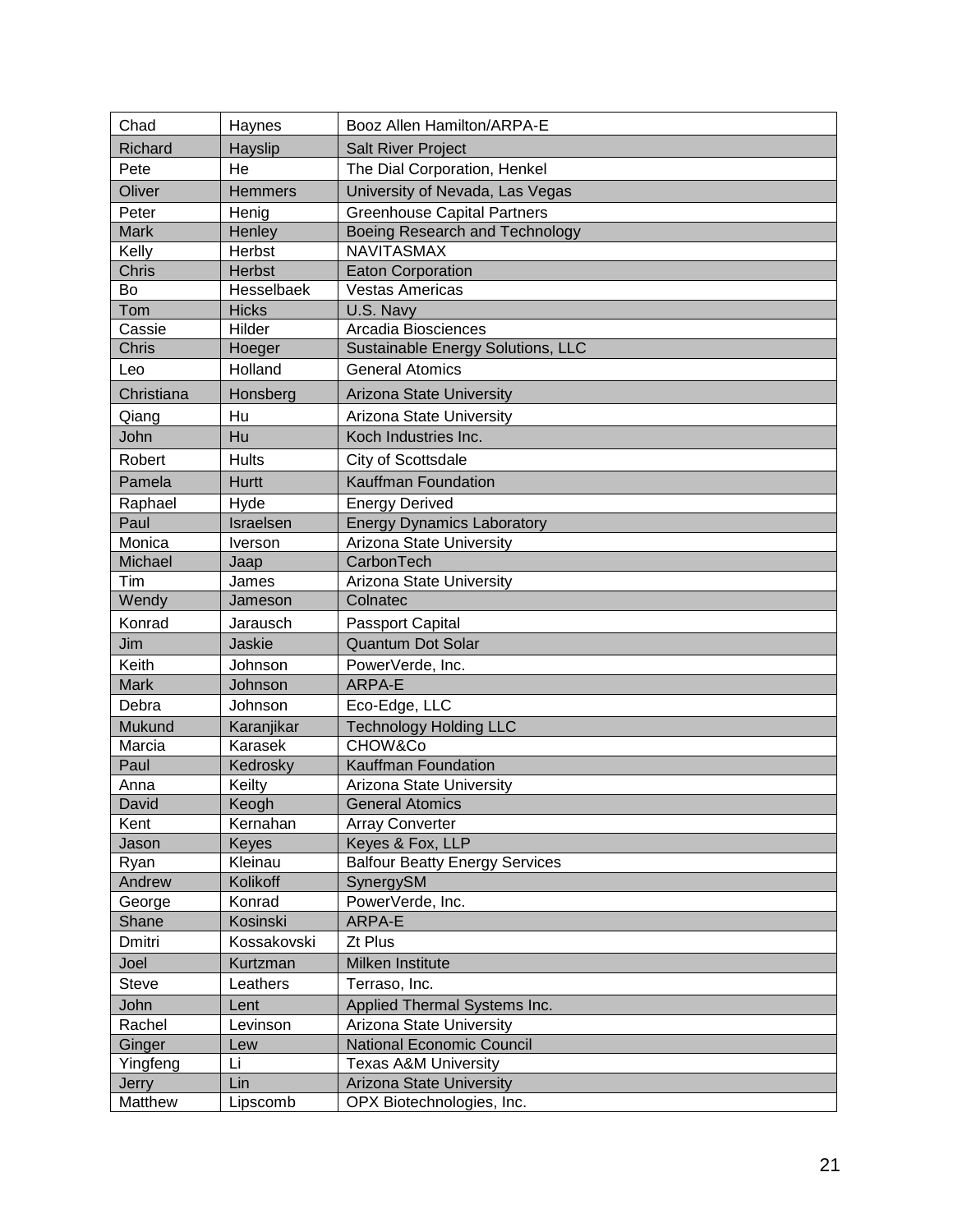| Chad | Haynes | Booz Allen Hamilton/ARPA-E |
|---|---|---|
| Richard | Hayslip | Salt River Project |
| Pete | He | The Dial Corporation, Henkel |
| Oliver | Hemmers | University of Nevada, Las Vegas |
| Peter | Henig | Greenhouse Capital Partners |
| Mark | Henley | Boeing Research and Technology |
| Kelly | Herbst | NAVITASMAX |
| Chris | Herbst | Eaton Corporation |
| Bo | Hesselbaek | Vestas Americas |
| Tom | Hicks | U.S. Navy |
| Cassie | Hilder | Arcadia Biosciences |
| Chris | Hoeger | Sustainable Energy Solutions, LLC |
| Leo | Holland | General Atomics |
| Christiana | Honsberg | Arizona State University |
| Qiang | Hu | Arizona State University |
| John | Hu | Koch Industries Inc. |
| Robert | Hults | City of Scottsdale |
| Pamela | Hurtt | Kauffman Foundation |
| Raphael | Hyde | Energy Derived |
| Paul | Israelsen | Energy Dynamics Laboratory |
| Monica | Iverson | Arizona State University |
| Michael | Jaap | CarbonTech |
| Tim | James | Arizona State University |
| Wendy | Jameson | Colnatec |
| Konrad | Jarausch | Passport Capital |
| Jim | Jaskie | Quantum Dot Solar |
| Keith | Johnson | PowerVerde, Inc. |
| Mark | Johnson | ARPA-E |
| Debra | Johnson | Eco-Edge, LLC |
| Mukund | Karanjikar | Technology Holding LLC |
| Marcia | Karasek | CHOW&Co |
| Paul | Kedrosky | Kauffman Foundation |
| Anna | Keilty | Arizona State University |
| David | Keogh | General Atomics |
| Kent | Kernahan | Array Converter |
| Jason | Keyes | Keyes & Fox, LLP |
| Ryan | Kleinau | Balfour Beatty Energy Services |
| Andrew | Kolikoff | SynergySM |
| George | Konrad | PowerVerde, Inc. |
| Shane | Kosinski | ARPA-E |
| Dmitri | Kossakovski | Zt Plus |
| Joel | Kurtzman | Milken Institute |
| Steve | Leathers | Terraso, Inc. |
| John | Lent | Applied Thermal Systems Inc. |
| Rachel | Levinson | Arizona State University |
| Ginger | Lew | National Economic Council |
| Yingfeng | Li | Texas A&M University |
| Jerry | Lin | Arizona State University |
| Matthew | Lipscomb | OPX Biotechnologies, Inc. |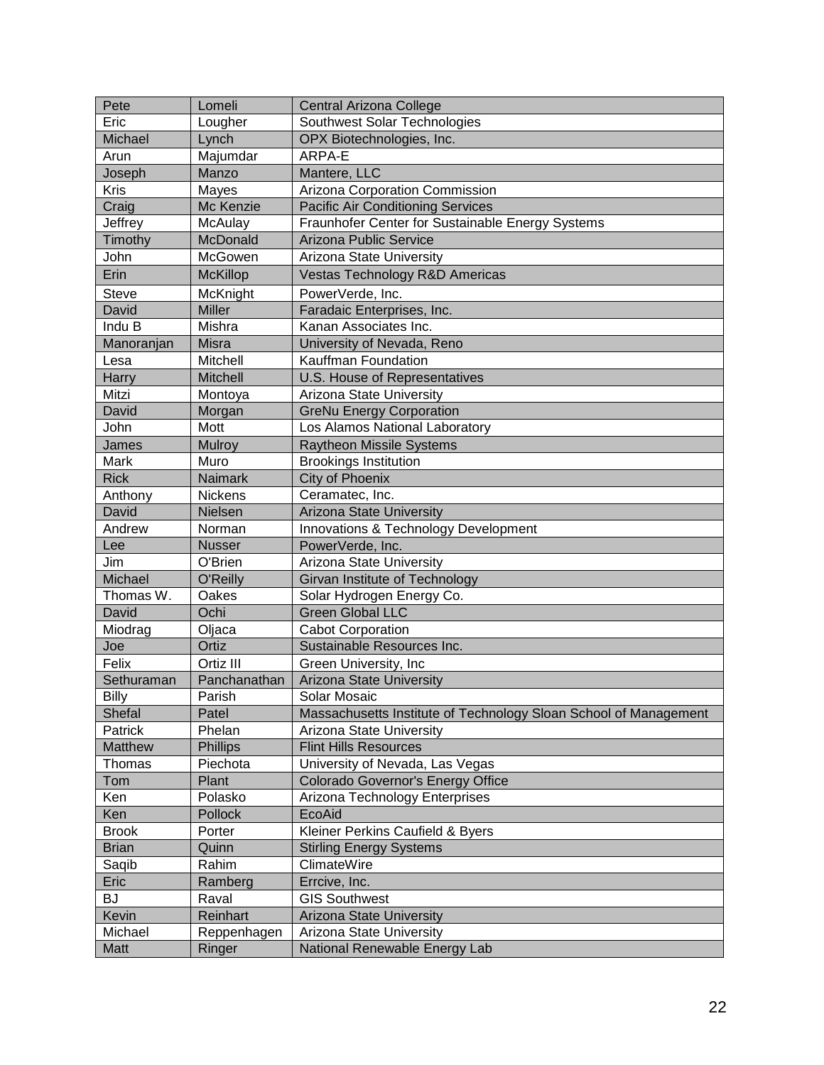| Pete | Lomeli | Central Arizona College |
|---|---|---|
| Eric | Lougher | Southwest Solar Technologies |
| Michael | Lynch | OPX Biotechnologies, Inc. |
| Arun | Majumdar | ARPA-E |
| Joseph | Manzo | Mantere, LLC |
| Kris | Mayes | Arizona Corporation Commission |
| Craig | Mc Kenzie | Pacific Air Conditioning Services |
| Jeffrey | McAulay | Fraunhofer Center for Sustainable Energy Systems |
| Timothy | McDonald | Arizona Public Service |
| John | McGowen | Arizona State University |
| Erin | McKillop | Vestas Technology R&D Americas |
| Steve | McKnight | PowerVerde, Inc. |
| David | Miller | Faradaic Enterprises, Inc. |
| Indu B | Mishra | Kanan Associates Inc. |
| Manoranjan | Misra | University of Nevada, Reno |
| Lesa | Mitchell | Kauffman Foundation |
| Harry | Mitchell | U.S. House of Representatives |
| Mitzi | Montoya | Arizona State University |
| David | Morgan | GreNu Energy Corporation |
| John | Mott | Los Alamos National Laboratory |
| James | Mulroy | Raytheon Missile Systems |
| Mark | Muro | Brookings Institution |
| Rick | Naimark | City of Phoenix |
| Anthony | Nickens | Ceramatec, Inc. |
| David | Nielsen | Arizona State University |
| Andrew | Norman | Innovations & Technology Development |
| Lee | Nusser | PowerVerde, Inc. |
| Jim | O'Brien | Arizona State University |
| Michael | O'Reilly | Girvan Institute of Technology |
| Thomas W. | Oakes | Solar Hydrogen Energy Co. |
| David | Ochi | Green Global LLC |
| Miodrag | Oljaca | Cabot Corporation |
| Joe | Ortiz | Sustainable Resources Inc. |
| Felix | Ortiz III | Green University, Inc |
| Sethuraman | Panchanathan | Arizona State University |
| Billy | Parish | Solar Mosaic |
| Shefal | Patel | Massachusetts Institute of Technology Sloan School of Management |
| Patrick | Phelan | Arizona State University |
| Matthew | Phillips | Flint Hills Resources |
| Thomas | Piechota | University of Nevada, Las Vegas |
| Tom | Plant | Colorado Governor's Energy Office |
| Ken | Polasko | Arizona Technology Enterprises |
| Ken | Pollock | EcoAid |
| Brook | Porter | Kleiner Perkins Caufield & Byers |
| Brian | Quinn | Stirling Energy Systems |
| Saqib | Rahim | ClimateWire |
| Eric | Ramberg | Errcive, Inc. |
| BJ | Raval | GIS Southwest |
| Kevin | Reinhart | Arizona State University |
| Michael | Reppenhagen | Arizona State University |
| Matt | Ringer | National Renewable Energy Lab |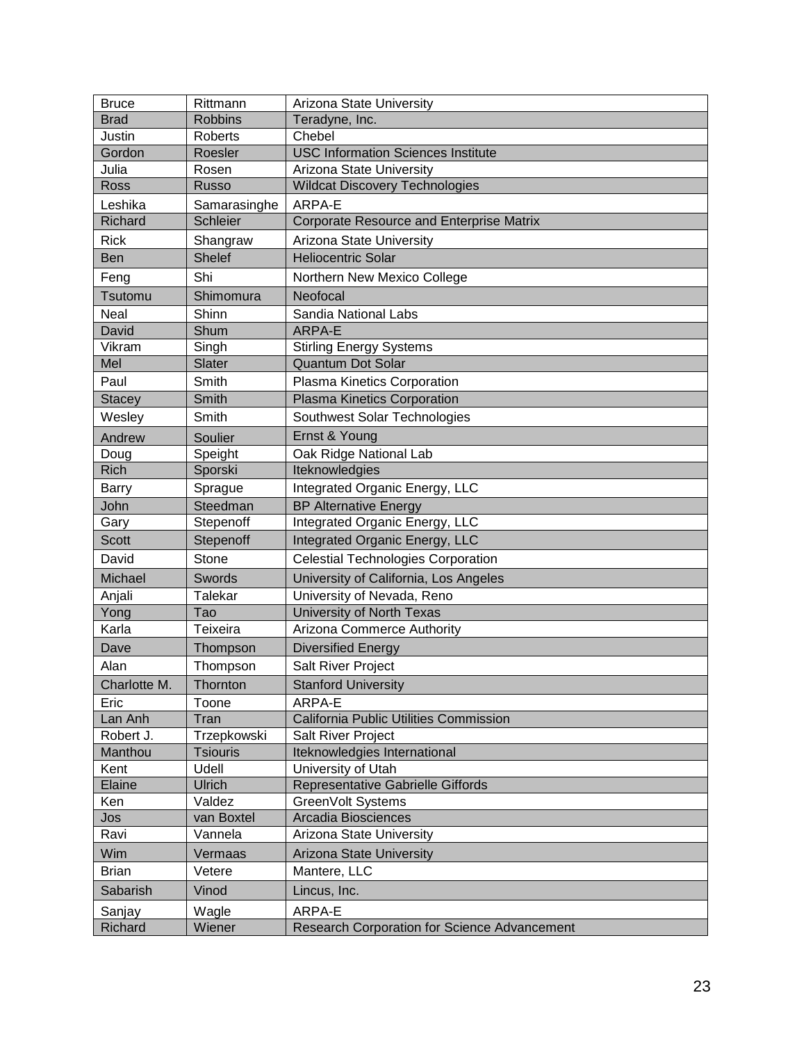| Bruce | Rittmann | Arizona State University |
|---|---|---|
| Brad | Robbins | Teradyne, Inc. |
| Justin | Roberts | Chebel |
| Gordon | Roesler | USC Information Sciences Institute |
| Julia | Rosen | Arizona State University |
| Ross | Russo | Wildcat Discovery Technologies |
| Leshika | Samarasinghe | ARPA-E |
| Richard | Schleier | Corporate Resource and Enterprise Matrix |
| Rick | Shangraw | Arizona State University |
| Ben | Shelef | Heliocentric Solar |
| Feng | Shi | Northern New Mexico College |
| Tsutomu | Shimomura | Neofocal |
| Neal | Shinn | Sandia National Labs |
| David | Shum | ARPA-E |
| Vikram | Singh | Stirling Energy Systems |
| Mel | Slater | Quantum Dot Solar |
| Paul | Smith | Plasma Kinetics Corporation |
| Stacey | Smith | Plasma Kinetics Corporation |
| Wesley | Smith | Southwest Solar Technologies |
| Andrew | Soulier | Ernst & Young |
| Doug | Speight | Oak Ridge National Lab |
| Rich | Sporski | Iteknowledgies |
| Barry | Sprague | Integrated Organic Energy, LLC |
| John | Steedman | BP Alternative Energy |
| Gary | Stepenoff | Integrated Organic Energy, LLC |
| Scott | Stepenoff | Integrated Organic Energy, LLC |
| David | Stone | Celestial Technologies Corporation |
| Michael | Swords | University of California, Los Angeles |
| Anjali | Talekar | University of Nevada, Reno |
| Yong | Tao | University of North Texas |
| Karla | Teixeira | Arizona Commerce Authority |
| Dave | Thompson | Diversified Energy |
| Alan | Thompson | Salt River Project |
| Charlotte M. | Thornton | Stanford University |
| Eric | Toone | ARPA-E |
| Lan Anh | Tran | California Public Utilities Commission |
| Robert J. | Trzepkowski | Salt River Project |
| Manthou | Tsiouris | Iteknowledgies International |
| Kent | Udell | University of Utah |
| Elaine | Ulrich | Representative Gabrielle Giffords |
| Ken | Valdez | GreenVolt Systems |
| Jos | van Boxtel | Arcadia Biosciences |
| Ravi | Vannela | Arizona State University |
| Wim | Vermaas | Arizona State University |
| Brian | Vetere | Mantere, LLC |
| Sabarish | Vinod | Lincus, Inc. |
| Sanjay | Wagle | ARPA-E |
| Richard | Wiener | Research Corporation for Science Advancement |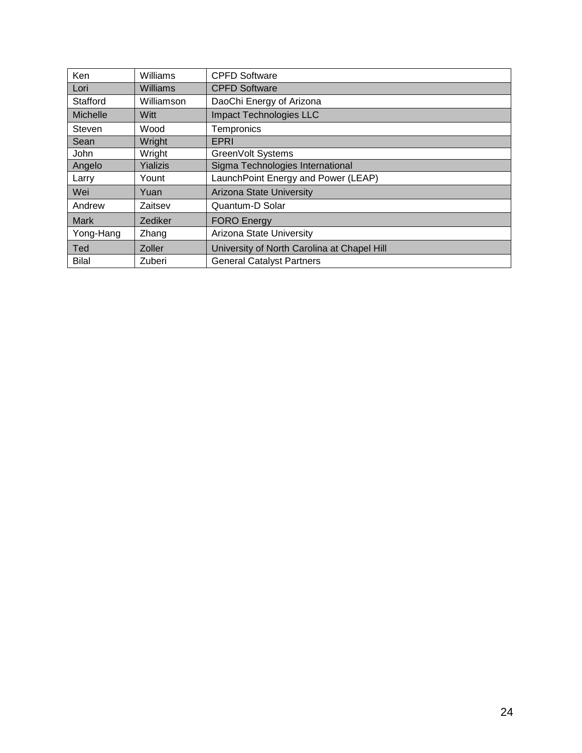| | | |
|---|---|---|
| Ken | Williams | CPFD Software |
| Lori | Williams | CPFD Software |
| Stafford | Williamson | DaoChi Energy of Arizona |
| Michelle | Witt | Impact Technologies LLC |
| Steven | Wood | Tempronics |
| Sean | Wright | EPRI |
| John | Wright | GreenVolt Systems |
| Angelo | Yializis | Sigma Technologies International |
| Larry | Yount | LaunchPoint Energy and Power (LEAP) |
| Wei | Yuan | Arizona State University |
| Andrew | Zaitsev | Quantum-D Solar |
| Mark | Zediker | FORO Energy |
| Yong-Hang | Zhang | Arizona State University |
| Ted | Zoller | University of North Carolina at Chapel Hill |
| Bilal | Zuberi | General Catalyst Partners |